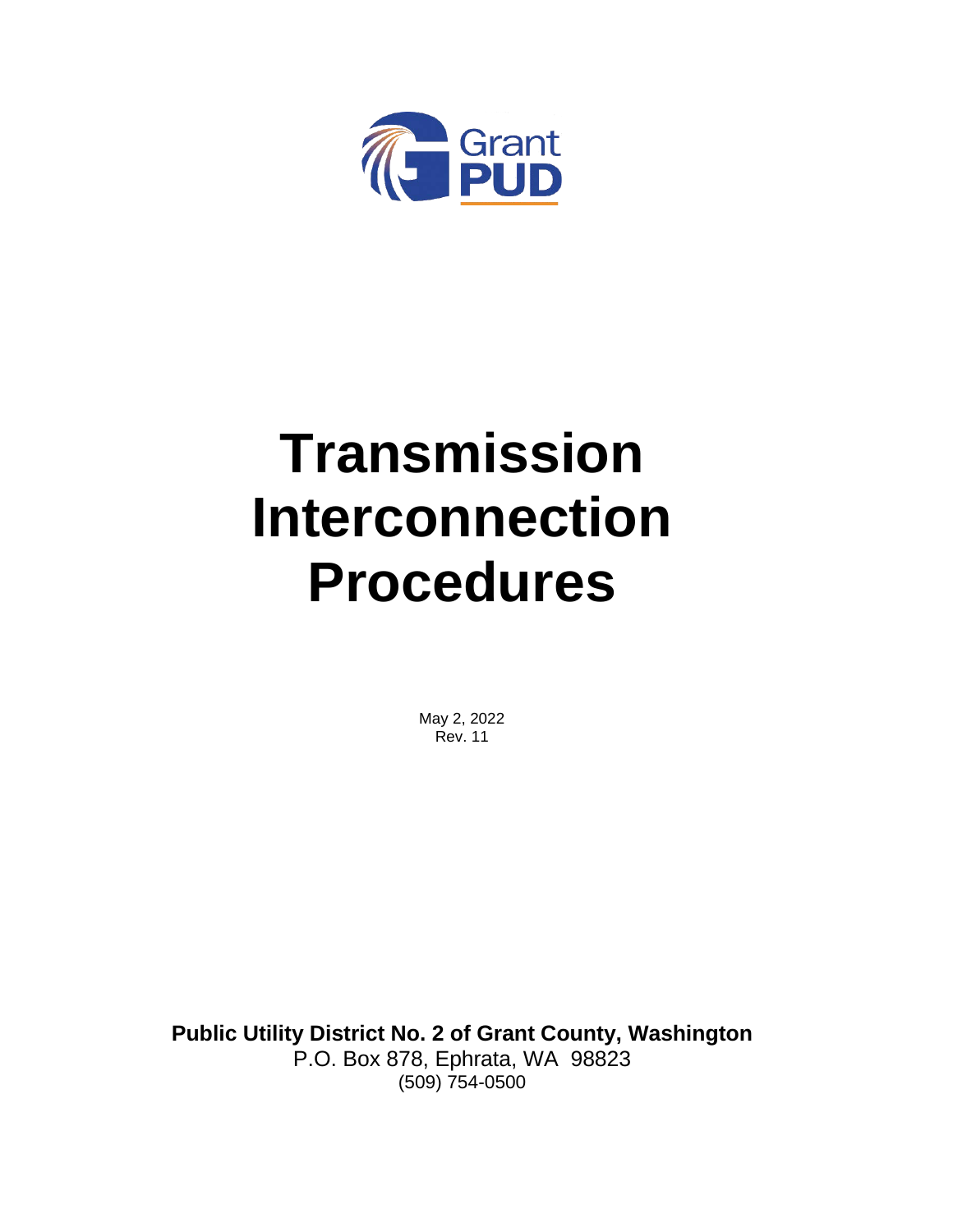Grant PUD

# Transmission Interconnection Procedures

May 2, 2022
Rev. 11

**Public Utility District No. 2 of Grant County, Washington**
P.O. Box 878, Ephrata, WA 98823
(509) 754-0500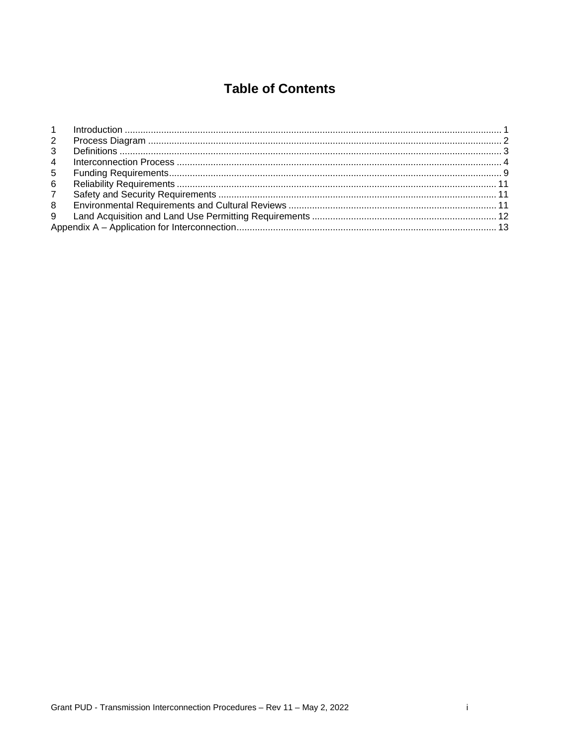# Table of Contents

1 Introduction ..... 1
2 Process Diagram ..... 2
3 Definitions ..... 3
4 Interconnection Process ..... 4
5 Funding Requirements ..... 9
6 Reliability Requirements ..... 11
7 Safety and Security Requirements ..... 11
8 Environmental Requirements and Cultural Reviews ..... 11
9 Land Acquisition and Land Use Permitting Requirements ..... 12
Appendix A – Application for Interconnection ..... 13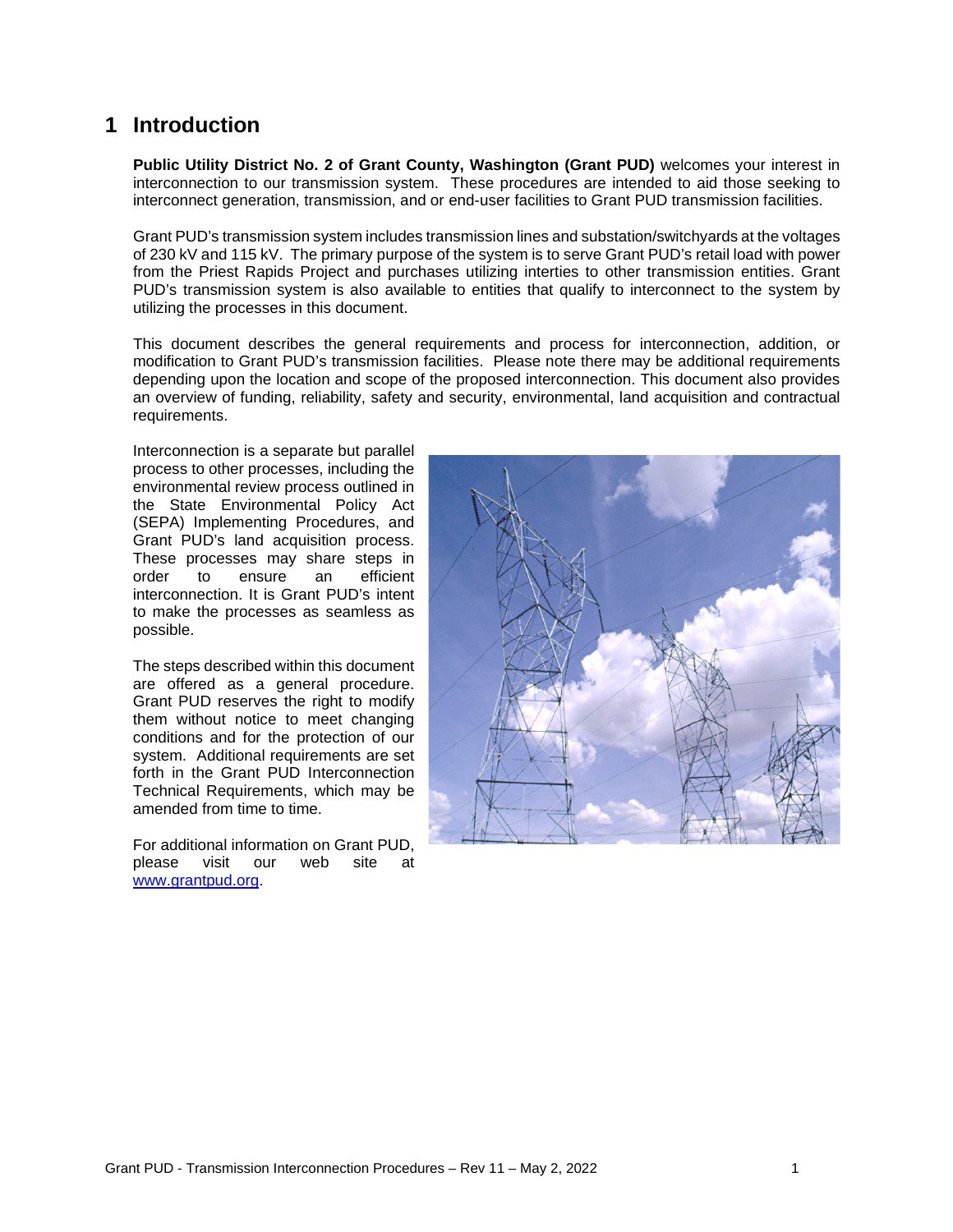# 1 Introduction

**Public Utility District No. 2 of Grant County, Washington (Grant PUD)** welcomes your interest in interconnection to our transmission system. These procedures are intended to aid those seeking to interconnect generation, transmission, and or end-user facilities to Grant PUD transmission facilities.

Grant PUD's transmission system includes transmission lines and substation/switchyards at the voltages of 230 kV and 115 kV. The primary purpose of the system is to serve Grant PUD's retail load with power from the Priest Rapids Project and purchases utilizing interties to other transmission entities. Grant PUD's transmission system is also available to entities that qualify to interconnect to the system by utilizing the processes in this document.

This document describes the general requirements and process for interconnection, addition, or modification to Grant PUD's transmission facilities. Please note there may be additional requirements depending upon the location and scope of the proposed interconnection. This document also provides an overview of funding, reliability, safety and security, environmental, land acquisition and contractual requirements.

Interconnection is a separate but parallel process to other processes, including the environmental review process outlined in the State Environmental Policy Act (SEPA) Implementing Procedures, and Grant PUD's land acquisition process. These processes may share steps in order to ensure an efficient interconnection. It is Grant PUD's intent to make the processes as seamless as possible.

The steps described within this document are offered as a general procedure. Grant PUD reserves the right to modify them without notice to meet changing conditions and for the protection of our system. Additional requirements are set forth in the Grant PUD Interconnection Technical Requirements, which may be amended from time to time.

For additional information on Grant PUD, please visit our web site at [www.grantpud.org](http://www.grantpud.org).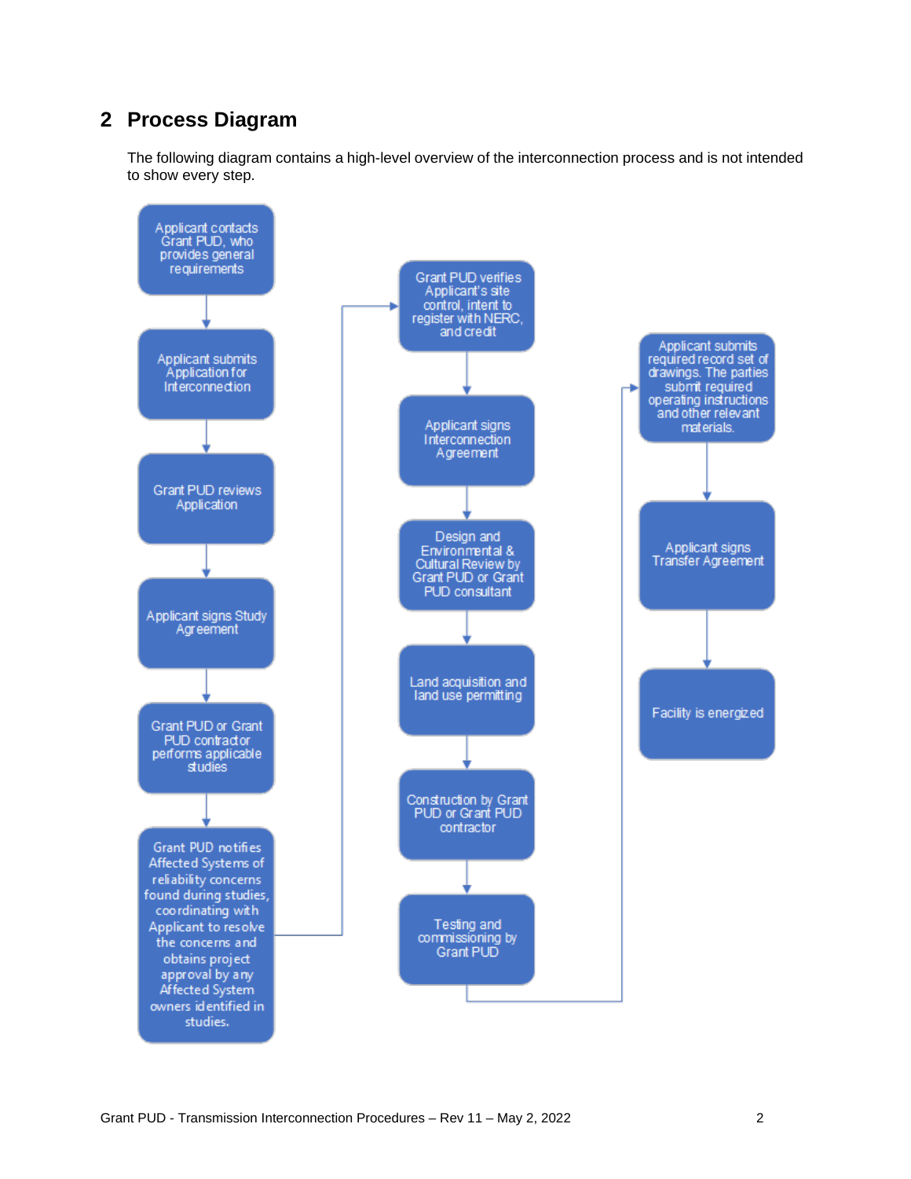## 2 Process Diagram

The following diagram contains a high-level overview of the interconnection process and is not intended to show every step.

1. Applicant contacts Grant PUD, who provides general requirements
2. Applicant submits Application for Interconnection
3. Grant PUD reviews Application
4. Applicant signs Study Agreement
5. Grant PUD or Grant PUD contractor performs applicable studies
6. Grant PUD notifies Affected Systems of reliability concerns found during studies, coordinating with Applicant to resolve the concerns and obtains project approval by any Affected System owners identified in studies.
7. Grant PUD verifies Applicant's site control, intent to register with NERC, and credit
8. Applicant signs Interconnection Agreement
9. Design and Environmental & Cultural Review by Grant PUD or Grant PUD consultant
10. Land acquisition and land use permitting
11. Construction by Grant PUD or Grant PUD contractor
12. Testing and commissioning by Grant PUD
13. Applicant submits required record set of drawings. The parties submit required operating instructions and other relevant materials.
14. Applicant signs Transfer Agreement
15. Facility is energized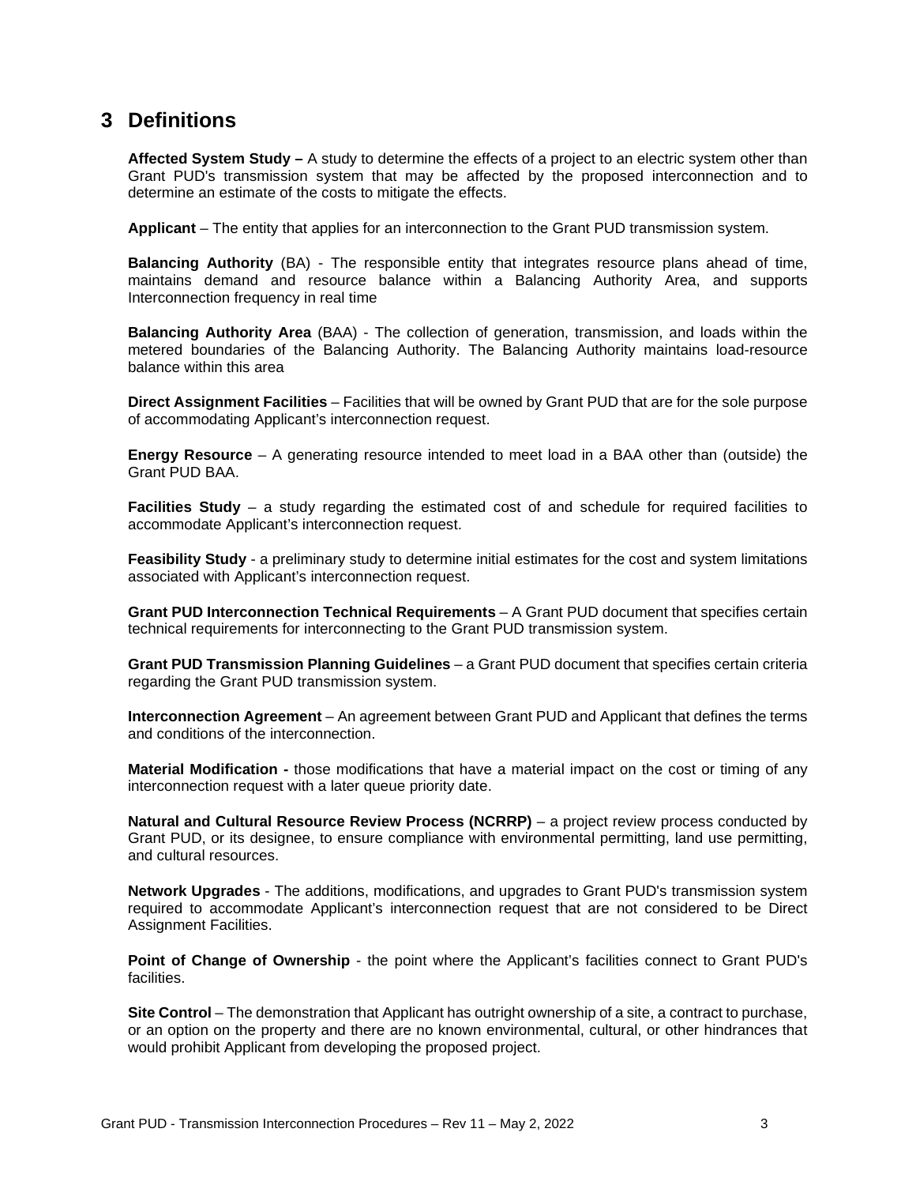# 3 Definitions

**Affected System Study –** A study to determine the effects of a project to an electric system other than Grant PUD's transmission system that may be affected by the proposed interconnection and to determine an estimate of the costs to mitigate the effects.

**Applicant** – The entity that applies for an interconnection to the Grant PUD transmission system.

**Balancing Authority** (BA) - The responsible entity that integrates resource plans ahead of time, maintains demand and resource balance within a Balancing Authority Area, and supports Interconnection frequency in real time

**Balancing Authority Area** (BAA) - The collection of generation, transmission, and loads within the metered boundaries of the Balancing Authority. The Balancing Authority maintains load-resource balance within this area

**Direct Assignment Facilities** – Facilities that will be owned by Grant PUD that are for the sole purpose of accommodating Applicant's interconnection request.

**Energy Resource** – A generating resource intended to meet load in a BAA other than (outside) the Grant PUD BAA.

**Facilities Study** – a study regarding the estimated cost of and schedule for required facilities to accommodate Applicant's interconnection request.

**Feasibility Study** - a preliminary study to determine initial estimates for the cost and system limitations associated with Applicant's interconnection request.

**Grant PUD Interconnection Technical Requirements** – A Grant PUD document that specifies certain technical requirements for interconnecting to the Grant PUD transmission system.

**Grant PUD Transmission Planning Guidelines** – a Grant PUD document that specifies certain criteria regarding the Grant PUD transmission system.

**Interconnection Agreement** – An agreement between Grant PUD and Applicant that defines the terms and conditions of the interconnection.

**Material Modification -** those modifications that have a material impact on the cost or timing of any interconnection request with a later queue priority date.

**Natural and Cultural Resource Review Process (NCRRP)** – a project review process conducted by Grant PUD, or its designee, to ensure compliance with environmental permitting, land use permitting, and cultural resources.

**Network Upgrades** - The additions, modifications, and upgrades to Grant PUD's transmission system required to accommodate Applicant's interconnection request that are not considered to be Direct Assignment Facilities.

**Point of Change of Ownership** - the point where the Applicant's facilities connect to Grant PUD's facilities.

**Site Control** – The demonstration that Applicant has outright ownership of a site, a contract to purchase, or an option on the property and there are no known environmental, cultural, or other hindrances that would prohibit Applicant from developing the proposed project.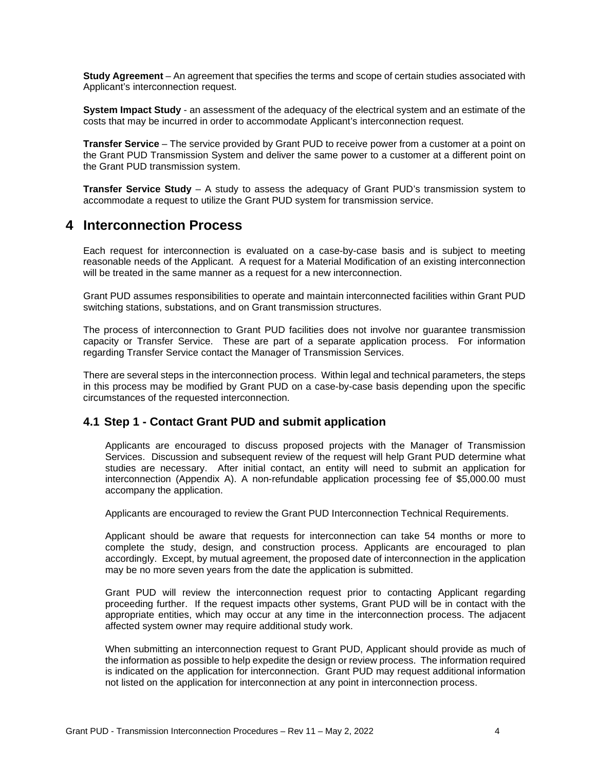**Study Agreement** – An agreement that specifies the terms and scope of certain studies associated with Applicant's interconnection request.

**System Impact Study** - an assessment of the adequacy of the electrical system and an estimate of the costs that may be incurred in order to accommodate Applicant's interconnection request.

**Transfer Service** – The service provided by Grant PUD to receive power from a customer at a point on the Grant PUD Transmission System and deliver the same power to a customer at a different point on the Grant PUD transmission system.

**Transfer Service Study** – A study to assess the adequacy of Grant PUD's transmission system to accommodate a request to utilize the Grant PUD system for transmission service.

# 4 Interconnection Process

Each request for interconnection is evaluated on a case-by-case basis and is subject to meeting reasonable needs of the Applicant. A request for a Material Modification of an existing interconnection will be treated in the same manner as a request for a new interconnection.

Grant PUD assumes responsibilities to operate and maintain interconnected facilities within Grant PUD switching stations, substations, and on Grant transmission structures.

The process of interconnection to Grant PUD facilities does not involve nor guarantee transmission capacity or Transfer Service. These are part of a separate application process. For information regarding Transfer Service contact the Manager of Transmission Services.

There are several steps in the interconnection process. Within legal and technical parameters, the steps in this process may be modified by Grant PUD on a case-by-case basis depending upon the specific circumstances of the requested interconnection.

## 4.1 Step 1 - Contact Grant PUD and submit application

Applicants are encouraged to discuss proposed projects with the Manager of Transmission Services. Discussion and subsequent review of the request will help Grant PUD determine what studies are necessary. After initial contact, an entity will need to submit an application for interconnection (Appendix A). A non-refundable application processing fee of $5,000.00 must accompany the application.

Applicants are encouraged to review the Grant PUD Interconnection Technical Requirements.

Applicant should be aware that requests for interconnection can take 54 months or more to complete the study, design, and construction process. Applicants are encouraged to plan accordingly. Except, by mutual agreement, the proposed date of interconnection in the application may be no more seven years from the date the application is submitted.

Grant PUD will review the interconnection request prior to contacting Applicant regarding proceeding further. If the request impacts other systems, Grant PUD will be in contact with the appropriate entities, which may occur at any time in the interconnection process. The adjacent affected system owner may require additional study work.

When submitting an interconnection request to Grant PUD, Applicant should provide as much of the information as possible to help expedite the design or review process. The information required is indicated on the application for interconnection. Grant PUD may request additional information not listed on the application for interconnection at any point in interconnection process.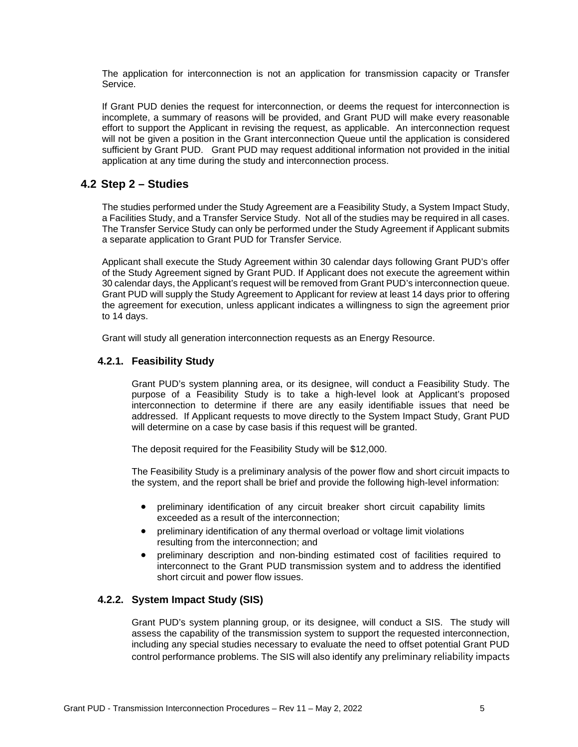The application for interconnection is not an application for transmission capacity or Transfer Service.

If Grant PUD denies the request for interconnection, or deems the request for interconnection is incomplete, a summary of reasons will be provided, and Grant PUD will make every reasonable effort to support the Applicant in revising the request, as applicable. An interconnection request will not be given a position in the Grant interconnection Queue until the application is considered sufficient by Grant PUD. Grant PUD may request additional information not provided in the initial application at any time during the study and interconnection process.

## 4.2 Step 2 – Studies

The studies performed under the Study Agreement are a Feasibility Study, a System Impact Study, a Facilities Study, and a Transfer Service Study. Not all of the studies may be required in all cases. The Transfer Service Study can only be performed under the Study Agreement if Applicant submits a separate application to Grant PUD for Transfer Service.

Applicant shall execute the Study Agreement within 30 calendar days following Grant PUD's offer of the Study Agreement signed by Grant PUD. If Applicant does not execute the agreement within 30 calendar days, the Applicant's request will be removed from Grant PUD's interconnection queue. Grant PUD will supply the Study Agreement to Applicant for review at least 14 days prior to offering the agreement for execution, unless applicant indicates a willingness to sign the agreement prior to 14 days.

Grant will study all generation interconnection requests as an Energy Resource.

### 4.2.1. Feasibility Study

Grant PUD's system planning area, or its designee, will conduct a Feasibility Study. The purpose of a Feasibility Study is to take a high-level look at Applicant's proposed interconnection to determine if there are any easily identifiable issues that need be addressed. If Applicant requests to move directly to the System Impact Study, Grant PUD will determine on a case by case basis if this request will be granted.

The deposit required for the Feasibility Study will be $12,000.

The Feasibility Study is a preliminary analysis of the power flow and short circuit impacts to the system, and the report shall be brief and provide the following high-level information:

- preliminary identification of any circuit breaker short circuit capability limits exceeded as a result of the interconnection;
- preliminary identification of any thermal overload or voltage limit violations resulting from the interconnection; and
- preliminary description and non-binding estimated cost of facilities required to interconnect to the Grant PUD transmission system and to address the identified short circuit and power flow issues.

### 4.2.2. System Impact Study (SIS)

Grant PUD's system planning group, or its designee, will conduct a SIS. The study will assess the capability of the transmission system to support the requested interconnection, including any special studies necessary to evaluate the need to offset potential Grant PUD control performance problems. The SIS will also identify any preliminary reliability impacts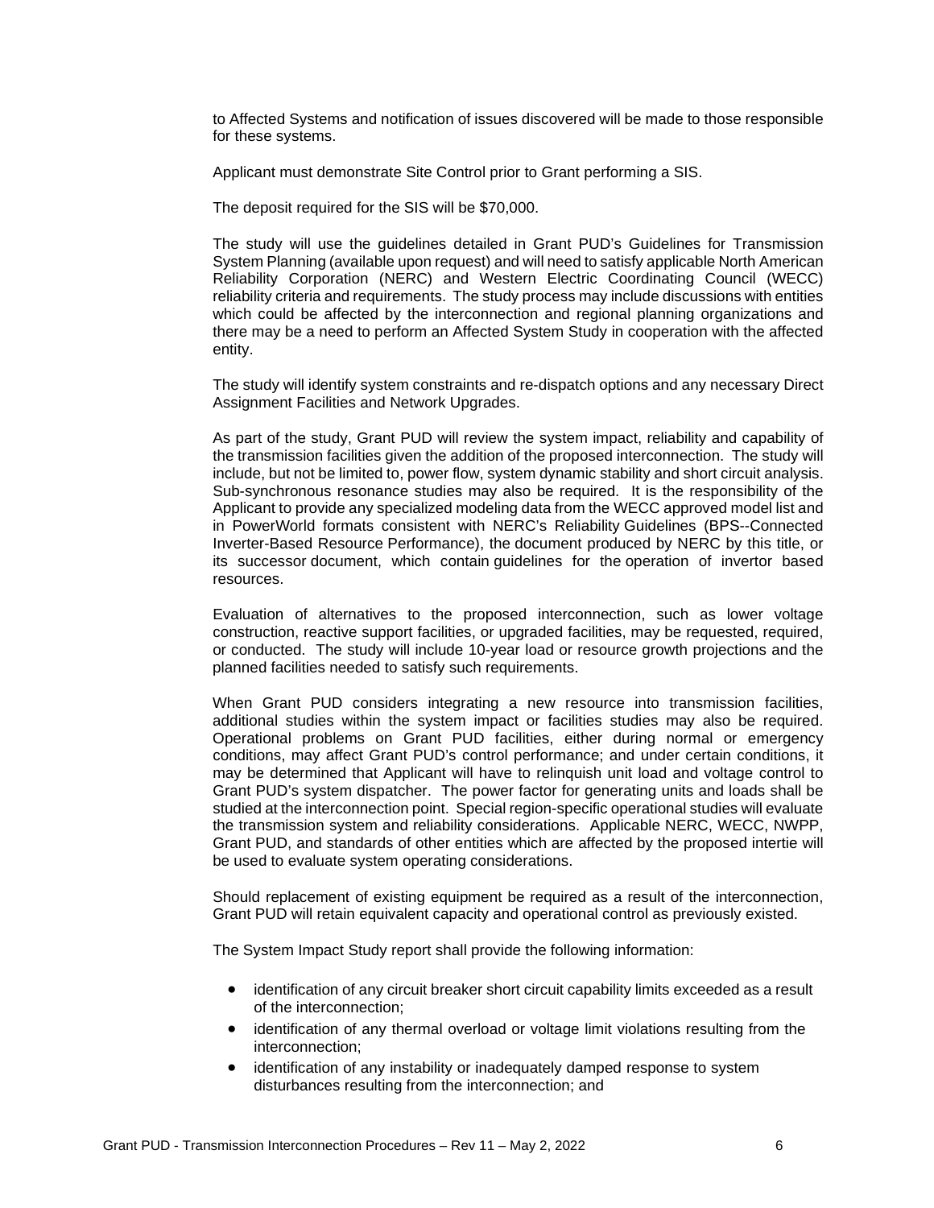to Affected Systems and notification of issues discovered will be made to those responsible for these systems.

Applicant must demonstrate Site Control prior to Grant performing a SIS.

The deposit required for the SIS will be $70,000.

The study will use the guidelines detailed in Grant PUD's Guidelines for Transmission System Planning (available upon request) and will need to satisfy applicable North American Reliability Corporation (NERC) and Western Electric Coordinating Council (WECC) reliability criteria and requirements. The study process may include discussions with entities which could be affected by the interconnection and regional planning organizations and there may be a need to perform an Affected System Study in cooperation with the affected entity.

The study will identify system constraints and re-dispatch options and any necessary Direct Assignment Facilities and Network Upgrades.

As part of the study, Grant PUD will review the system impact, reliability and capability of the transmission facilities given the addition of the proposed interconnection. The study will include, but not be limited to, power flow, system dynamic stability and short circuit analysis. Sub-synchronous resonance studies may also be required. It is the responsibility of the Applicant to provide any specialized modeling data from the WECC approved model list and in PowerWorld formats consistent with NERC's Reliability Guidelines (BPS--Connected Inverter-Based Resource Performance), the document produced by NERC by this title, or its successor document, which contain guidelines for the operation of invertor based resources.

Evaluation of alternatives to the proposed interconnection, such as lower voltage construction, reactive support facilities, or upgraded facilities, may be requested, required, or conducted. The study will include 10-year load or resource growth projections and the planned facilities needed to satisfy such requirements.

When Grant PUD considers integrating a new resource into transmission facilities, additional studies within the system impact or facilities studies may also be required. Operational problems on Grant PUD facilities, either during normal or emergency conditions, may affect Grant PUD's control performance; and under certain conditions, it may be determined that Applicant will have to relinquish unit load and voltage control to Grant PUD's system dispatcher. The power factor for generating units and loads shall be studied at the interconnection point. Special region-specific operational studies will evaluate the transmission system and reliability considerations. Applicable NERC, WECC, NWPP, Grant PUD, and standards of other entities which are affected by the proposed intertie will be used to evaluate system operating considerations.

Should replacement of existing equipment be required as a result of the interconnection, Grant PUD will retain equivalent capacity and operational control as previously existed.

The System Impact Study report shall provide the following information:

- identification of any circuit breaker short circuit capability limits exceeded as a result of the interconnection;
- identification of any thermal overload or voltage limit violations resulting from the interconnection;
- identification of any instability or inadequately damped response to system disturbances resulting from the interconnection; and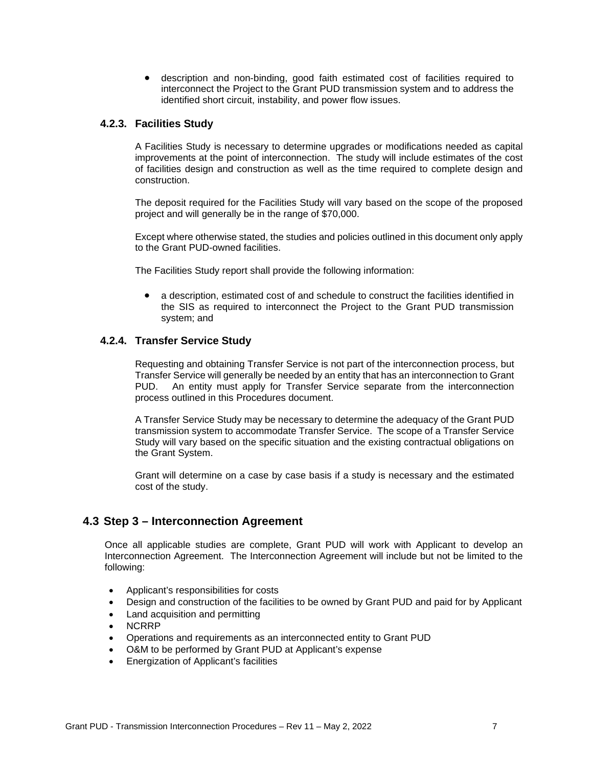- description and non-binding, good faith estimated cost of facilities required to interconnect the Project to the Grant PUD transmission system and to address the identified short circuit, instability, and power flow issues.

### 4.2.3. Facilities Study

A Facilities Study is necessary to determine upgrades or modifications needed as capital improvements at the point of interconnection. The study will include estimates of the cost of facilities design and construction as well as the time required to complete design and construction.

The deposit required for the Facilities Study will vary based on the scope of the proposed project and will generally be in the range of $70,000.

Except where otherwise stated, the studies and policies outlined in this document only apply to the Grant PUD-owned facilities.

The Facilities Study report shall provide the following information:

- a description, estimated cost of and schedule to construct the facilities identified in the SIS as required to interconnect the Project to the Grant PUD transmission system; and

### 4.2.4. Transfer Service Study

Requesting and obtaining Transfer Service is not part of the interconnection process, but Transfer Service will generally be needed by an entity that has an interconnection to Grant PUD. An entity must apply for Transfer Service separate from the interconnection process outlined in this Procedures document.

A Transfer Service Study may be necessary to determine the adequacy of the Grant PUD transmission system to accommodate Transfer Service. The scope of a Transfer Service Study will vary based on the specific situation and the existing contractual obligations on the Grant System.

Grant will determine on a case by case basis if a study is necessary and the estimated cost of the study.

## 4.3 Step 3 – Interconnection Agreement

Once all applicable studies are complete, Grant PUD will work with Applicant to develop an Interconnection Agreement. The Interconnection Agreement will include but not be limited to the following:

- Applicant's responsibilities for costs
- Design and construction of the facilities to be owned by Grant PUD and paid for by Applicant
- Land acquisition and permitting
- NCRRP
- Operations and requirements as an interconnected entity to Grant PUD
- O&M to be performed by Grant PUD at Applicant's expense
- Energization of Applicant's facilities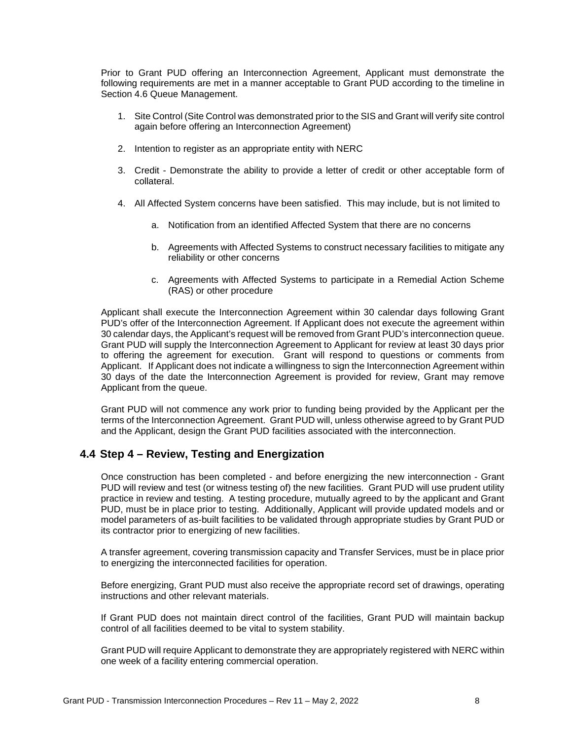Prior to Grant PUD offering an Interconnection Agreement, Applicant must demonstrate the following requirements are met in a manner acceptable to Grant PUD according to the timeline in Section 4.6 Queue Management.

1. Site Control (Site Control was demonstrated prior to the SIS and Grant will verify site control again before offering an Interconnection Agreement)
2. Intention to register as an appropriate entity with NERC
3. Credit - Demonstrate the ability to provide a letter of credit or other acceptable form of collateral.
4. All Affected System concerns have been satisfied. This may include, but is not limited to
   a. Notification from an identified Affected System that there are no concerns
   b. Agreements with Affected Systems to construct necessary facilities to mitigate any reliability or other concerns
   c. Agreements with Affected Systems to participate in a Remedial Action Scheme (RAS) or other procedure

Applicant shall execute the Interconnection Agreement within 30 calendar days following Grant PUD's offer of the Interconnection Agreement. If Applicant does not execute the agreement within 30 calendar days, the Applicant's request will be removed from Grant PUD's interconnection queue. Grant PUD will supply the Interconnection Agreement to Applicant for review at least 30 days prior to offering the agreement for execution. Grant will respond to questions or comments from Applicant. If Applicant does not indicate a willingness to sign the Interconnection Agreement within 30 days of the date the Interconnection Agreement is provided for review, Grant may remove Applicant from the queue.

Grant PUD will not commence any work prior to funding being provided by the Applicant per the terms of the Interconnection Agreement. Grant PUD will, unless otherwise agreed to by Grant PUD and the Applicant, design the Grant PUD facilities associated with the interconnection.

## 4.4 Step 4 – Review, Testing and Energization

Once construction has been completed - and before energizing the new interconnection - Grant PUD will review and test (or witness testing of) the new facilities. Grant PUD will use prudent utility practice in review and testing. A testing procedure, mutually agreed to by the applicant and Grant PUD, must be in place prior to testing. Additionally, Applicant will provide updated models and or model parameters of as-built facilities to be validated through appropriate studies by Grant PUD or its contractor prior to energizing of new facilities.

A transfer agreement, covering transmission capacity and Transfer Services, must be in place prior to energizing the interconnected facilities for operation.

Before energizing, Grant PUD must also receive the appropriate record set of drawings, operating instructions and other relevant materials.

If Grant PUD does not maintain direct control of the facilities, Grant PUD will maintain backup control of all facilities deemed to be vital to system stability.

Grant PUD will require Applicant to demonstrate they are appropriately registered with NERC within one week of a facility entering commercial operation.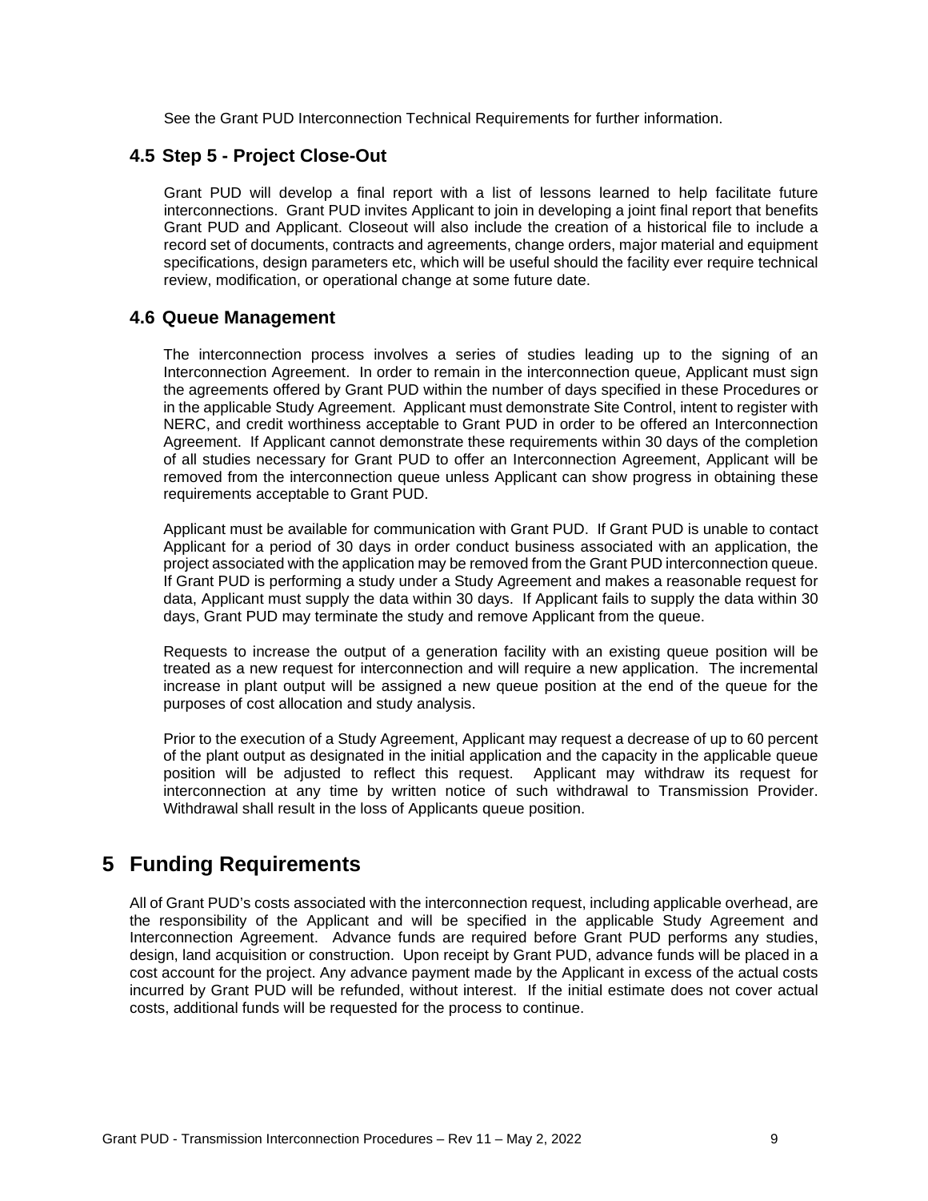See the Grant PUD Interconnection Technical Requirements for further information.

### 4.5 Step 5 - Project Close-Out

Grant PUD will develop a final report with a list of lessons learned to help facilitate future interconnections. Grant PUD invites Applicant to join in developing a joint final report that benefits Grant PUD and Applicant. Closeout will also include the creation of a historical file to include a record set of documents, contracts and agreements, change orders, major material and equipment specifications, design parameters etc, which will be useful should the facility ever require technical review, modification, or operational change at some future date.

### 4.6 Queue Management

The interconnection process involves a series of studies leading up to the signing of an Interconnection Agreement. In order to remain in the interconnection queue, Applicant must sign the agreements offered by Grant PUD within the number of days specified in these Procedures or in the applicable Study Agreement. Applicant must demonstrate Site Control, intent to register with NERC, and credit worthiness acceptable to Grant PUD in order to be offered an Interconnection Agreement. If Applicant cannot demonstrate these requirements within 30 days of the completion of all studies necessary for Grant PUD to offer an Interconnection Agreement, Applicant will be removed from the interconnection queue unless Applicant can show progress in obtaining these requirements acceptable to Grant PUD.

Applicant must be available for communication with Grant PUD. If Grant PUD is unable to contact Applicant for a period of 30 days in order conduct business associated with an application, the project associated with the application may be removed from the Grant PUD interconnection queue. If Grant PUD is performing a study under a Study Agreement and makes a reasonable request for data, Applicant must supply the data within 30 days. If Applicant fails to supply the data within 30 days, Grant PUD may terminate the study and remove Applicant from the queue.

Requests to increase the output of a generation facility with an existing queue position will be treated as a new request for interconnection and will require a new application. The incremental increase in plant output will be assigned a new queue position at the end of the queue for the purposes of cost allocation and study analysis.

Prior to the execution of a Study Agreement, Applicant may request a decrease of up to 60 percent of the plant output as designated in the initial application and the capacity in the applicable queue position will be adjusted to reflect this request. Applicant may withdraw its request for interconnection at any time by written notice of such withdrawal to Transmission Provider. Withdrawal shall result in the loss of Applicants queue position.

## 5 Funding Requirements

All of Grant PUD's costs associated with the interconnection request, including applicable overhead, are the responsibility of the Applicant and will be specified in the applicable Study Agreement and Interconnection Agreement. Advance funds are required before Grant PUD performs any studies, design, land acquisition or construction. Upon receipt by Grant PUD, advance funds will be placed in a cost account for the project. Any advance payment made by the Applicant in excess of the actual costs incurred by Grant PUD will be refunded, without interest. If the initial estimate does not cover actual costs, additional funds will be requested for the process to continue.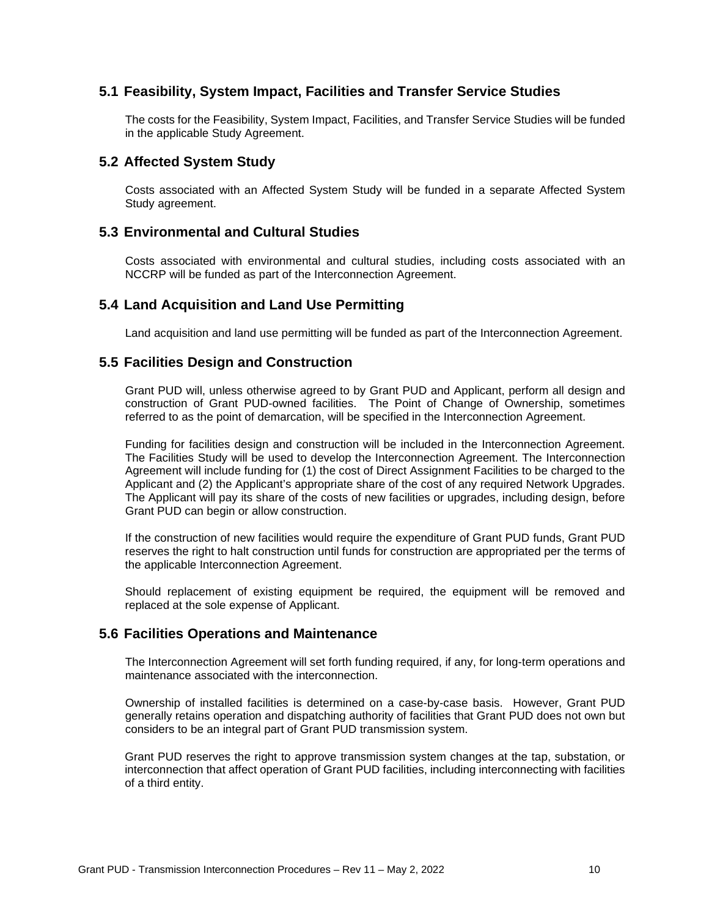## 5.1 Feasibility, System Impact, Facilities and Transfer Service Studies

The costs for the Feasibility, System Impact, Facilities, and Transfer Service Studies will be funded in the applicable Study Agreement.

## 5.2 Affected System Study

Costs associated with an Affected System Study will be funded in a separate Affected System Study agreement.

## 5.3 Environmental and Cultural Studies

Costs associated with environmental and cultural studies, including costs associated with an NCCRP will be funded as part of the Interconnection Agreement.

## 5.4 Land Acquisition and Land Use Permitting

Land acquisition and land use permitting will be funded as part of the Interconnection Agreement.

## 5.5 Facilities Design and Construction

Grant PUD will, unless otherwise agreed to by Grant PUD and Applicant, perform all design and construction of Grant PUD-owned facilities. The Point of Change of Ownership, sometimes referred to as the point of demarcation, will be specified in the Interconnection Agreement.

Funding for facilities design and construction will be included in the Interconnection Agreement. The Facilities Study will be used to develop the Interconnection Agreement. The Interconnection Agreement will include funding for (1) the cost of Direct Assignment Facilities to be charged to the Applicant and (2) the Applicant's appropriate share of the cost of any required Network Upgrades. The Applicant will pay its share of the costs of new facilities or upgrades, including design, before Grant PUD can begin or allow construction.

If the construction of new facilities would require the expenditure of Grant PUD funds, Grant PUD reserves the right to halt construction until funds for construction are appropriated per the terms of the applicable Interconnection Agreement.

Should replacement of existing equipment be required, the equipment will be removed and replaced at the sole expense of Applicant.

## 5.6 Facilities Operations and Maintenance

The Interconnection Agreement will set forth funding required, if any, for long-term operations and maintenance associated with the interconnection.

Ownership of installed facilities is determined on a case-by-case basis. However, Grant PUD generally retains operation and dispatching authority of facilities that Grant PUD does not own but considers to be an integral part of Grant PUD transmission system.

Grant PUD reserves the right to approve transmission system changes at the tap, substation, or interconnection that affect operation of Grant PUD facilities, including interconnecting with facilities of a third entity.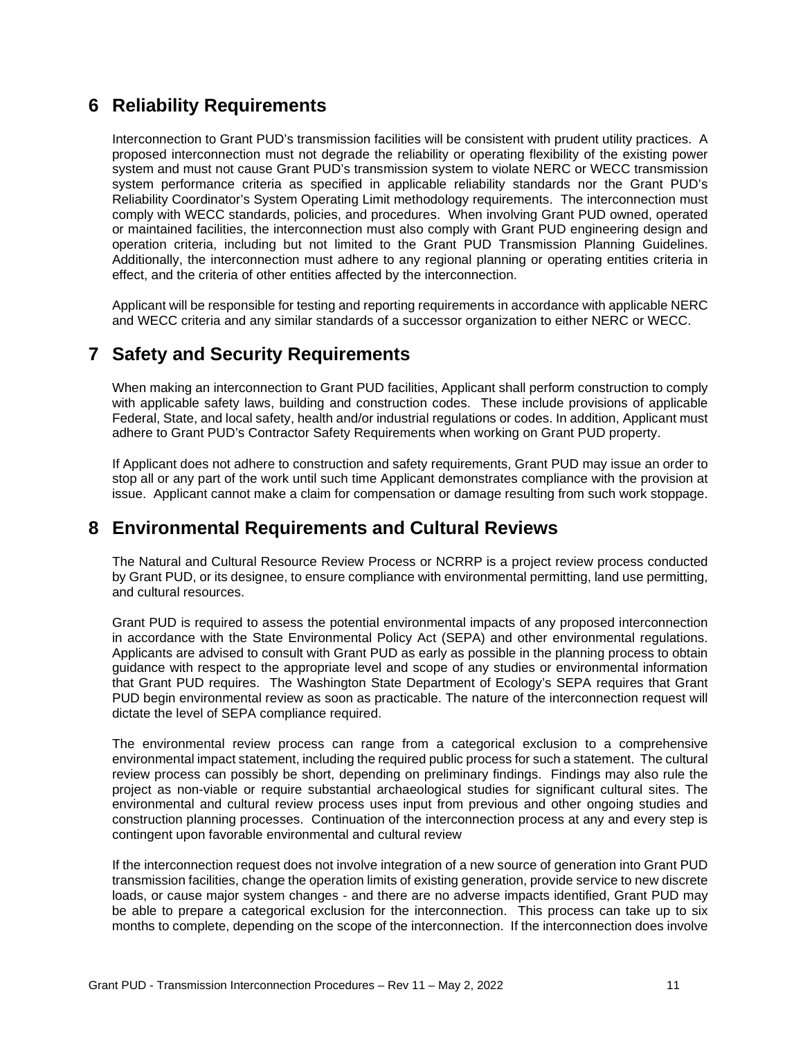# 6 Reliability Requirements

Interconnection to Grant PUD's transmission facilities will be consistent with prudent utility practices. A proposed interconnection must not degrade the reliability or operating flexibility of the existing power system and must not cause Grant PUD's transmission system to violate NERC or WECC transmission system performance criteria as specified in applicable reliability standards nor the Grant PUD's Reliability Coordinator's System Operating Limit methodology requirements. The interconnection must comply with WECC standards, policies, and procedures. When involving Grant PUD owned, operated or maintained facilities, the interconnection must also comply with Grant PUD engineering design and operation criteria, including but not limited to the Grant PUD Transmission Planning Guidelines. Additionally, the interconnection must adhere to any regional planning or operating entities criteria in effect, and the criteria of other entities affected by the interconnection.

Applicant will be responsible for testing and reporting requirements in accordance with applicable NERC and WECC criteria and any similar standards of a successor organization to either NERC or WECC.

# 7 Safety and Security Requirements

When making an interconnection to Grant PUD facilities, Applicant shall perform construction to comply with applicable safety laws, building and construction codes. These include provisions of applicable Federal, State, and local safety, health and/or industrial regulations or codes. In addition, Applicant must adhere to Grant PUD's Contractor Safety Requirements when working on Grant PUD property.

If Applicant does not adhere to construction and safety requirements, Grant PUD may issue an order to stop all or any part of the work until such time Applicant demonstrates compliance with the provision at issue. Applicant cannot make a claim for compensation or damage resulting from such work stoppage.

# 8 Environmental Requirements and Cultural Reviews

The Natural and Cultural Resource Review Process or NCRRP is a project review process conducted by Grant PUD, or its designee, to ensure compliance with environmental permitting, land use permitting, and cultural resources.

Grant PUD is required to assess the potential environmental impacts of any proposed interconnection in accordance with the State Environmental Policy Act (SEPA) and other environmental regulations. Applicants are advised to consult with Grant PUD as early as possible in the planning process to obtain guidance with respect to the appropriate level and scope of any studies or environmental information that Grant PUD requires. The Washington State Department of Ecology's SEPA requires that Grant PUD begin environmental review as soon as practicable. The nature of the interconnection request will dictate the level of SEPA compliance required.

The environmental review process can range from a categorical exclusion to a comprehensive environmental impact statement, including the required public process for such a statement. The cultural review process can possibly be short, depending on preliminary findings. Findings may also rule the project as non-viable or require substantial archaeological studies for significant cultural sites. The environmental and cultural review process uses input from previous and other ongoing studies and construction planning processes. Continuation of the interconnection process at any and every step is contingent upon favorable environmental and cultural review

If the interconnection request does not involve integration of a new source of generation into Grant PUD transmission facilities, change the operation limits of existing generation, provide service to new discrete loads, or cause major system changes - and there are no adverse impacts identified, Grant PUD may be able to prepare a categorical exclusion for the interconnection. This process can take up to six months to complete, depending on the scope of the interconnection. If the interconnection does involve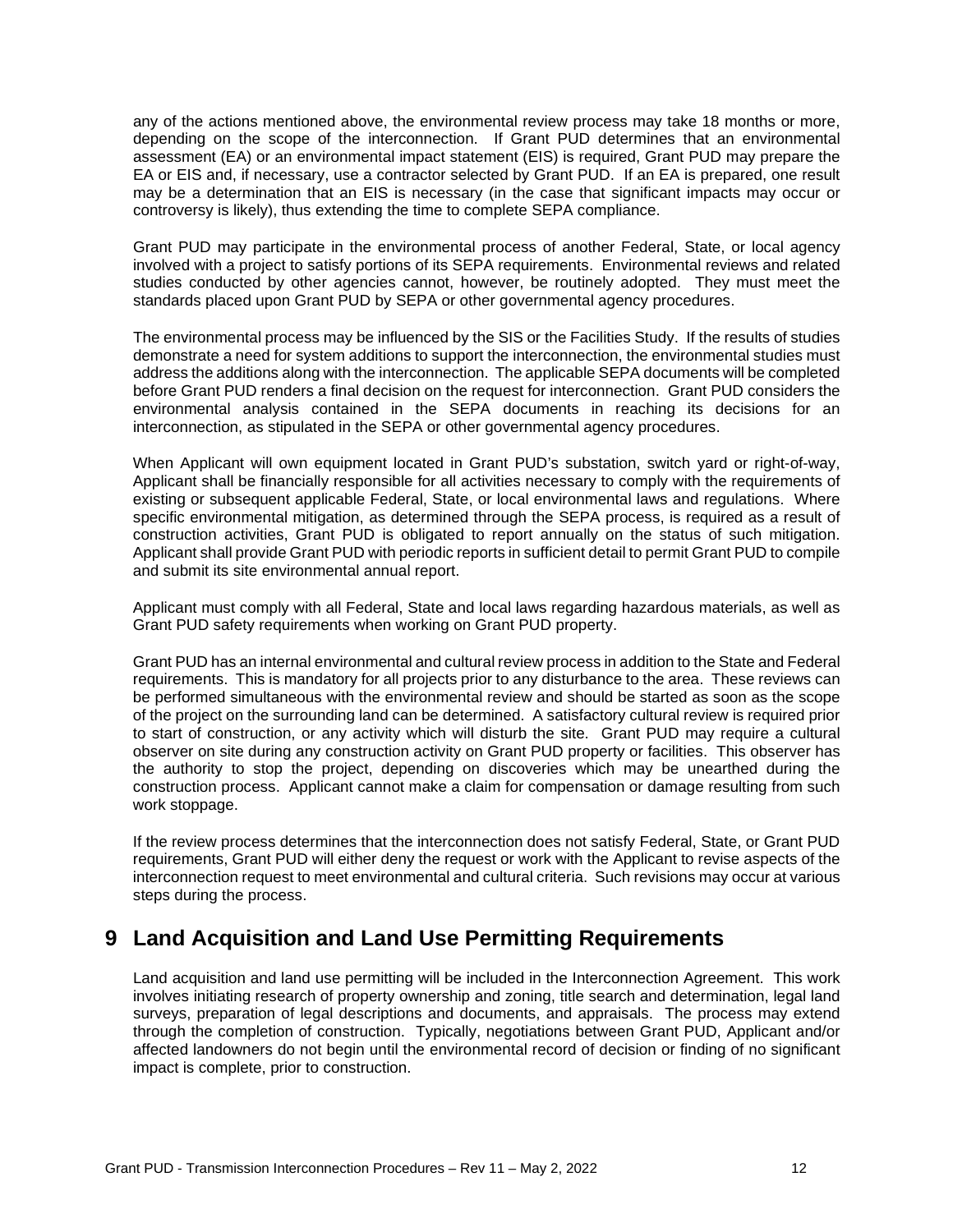any of the actions mentioned above, the environmental review process may take 18 months or more, depending on the scope of the interconnection. If Grant PUD determines that an environmental assessment (EA) or an environmental impact statement (EIS) is required, Grant PUD may prepare the EA or EIS and, if necessary, use a contractor selected by Grant PUD. If an EA is prepared, one result may be a determination that an EIS is necessary (in the case that significant impacts may occur or controversy is likely), thus extending the time to complete SEPA compliance.

Grant PUD may participate in the environmental process of another Federal, State, or local agency involved with a project to satisfy portions of its SEPA requirements. Environmental reviews and related studies conducted by other agencies cannot, however, be routinely adopted. They must meet the standards placed upon Grant PUD by SEPA or other governmental agency procedures.

The environmental process may be influenced by the SIS or the Facilities Study. If the results of studies demonstrate a need for system additions to support the interconnection, the environmental studies must address the additions along with the interconnection. The applicable SEPA documents will be completed before Grant PUD renders a final decision on the request for interconnection. Grant PUD considers the environmental analysis contained in the SEPA documents in reaching its decisions for an interconnection, as stipulated in the SEPA or other governmental agency procedures.

When Applicant will own equipment located in Grant PUD's substation, switch yard or right-of-way, Applicant shall be financially responsible for all activities necessary to comply with the requirements of existing or subsequent applicable Federal, State, or local environmental laws and regulations. Where specific environmental mitigation, as determined through the SEPA process, is required as a result of construction activities, Grant PUD is obligated to report annually on the status of such mitigation. Applicant shall provide Grant PUD with periodic reports in sufficient detail to permit Grant PUD to compile and submit its site environmental annual report.

Applicant must comply with all Federal, State and local laws regarding hazardous materials, as well as Grant PUD safety requirements when working on Grant PUD property.

Grant PUD has an internal environmental and cultural review process in addition to the State and Federal requirements. This is mandatory for all projects prior to any disturbance to the area. These reviews can be performed simultaneous with the environmental review and should be started as soon as the scope of the project on the surrounding land can be determined. A satisfactory cultural review is required prior to start of construction, or any activity which will disturb the site. Grant PUD may require a cultural observer on site during any construction activity on Grant PUD property or facilities. This observer has the authority to stop the project, depending on discoveries which may be unearthed during the construction process. Applicant cannot make a claim for compensation or damage resulting from such work stoppage.

If the review process determines that the interconnection does not satisfy Federal, State, or Grant PUD requirements, Grant PUD will either deny the request or work with the Applicant to revise aspects of the interconnection request to meet environmental and cultural criteria. Such revisions may occur at various steps during the process.

# 9 Land Acquisition and Land Use Permitting Requirements

Land acquisition and land use permitting will be included in the Interconnection Agreement. This work involves initiating research of property ownership and zoning, title search and determination, legal land surveys, preparation of legal descriptions and documents, and appraisals. The process may extend through the completion of construction. Typically, negotiations between Grant PUD, Applicant and/or affected landowners do not begin until the environmental record of decision or finding of no significant impact is complete, prior to construction.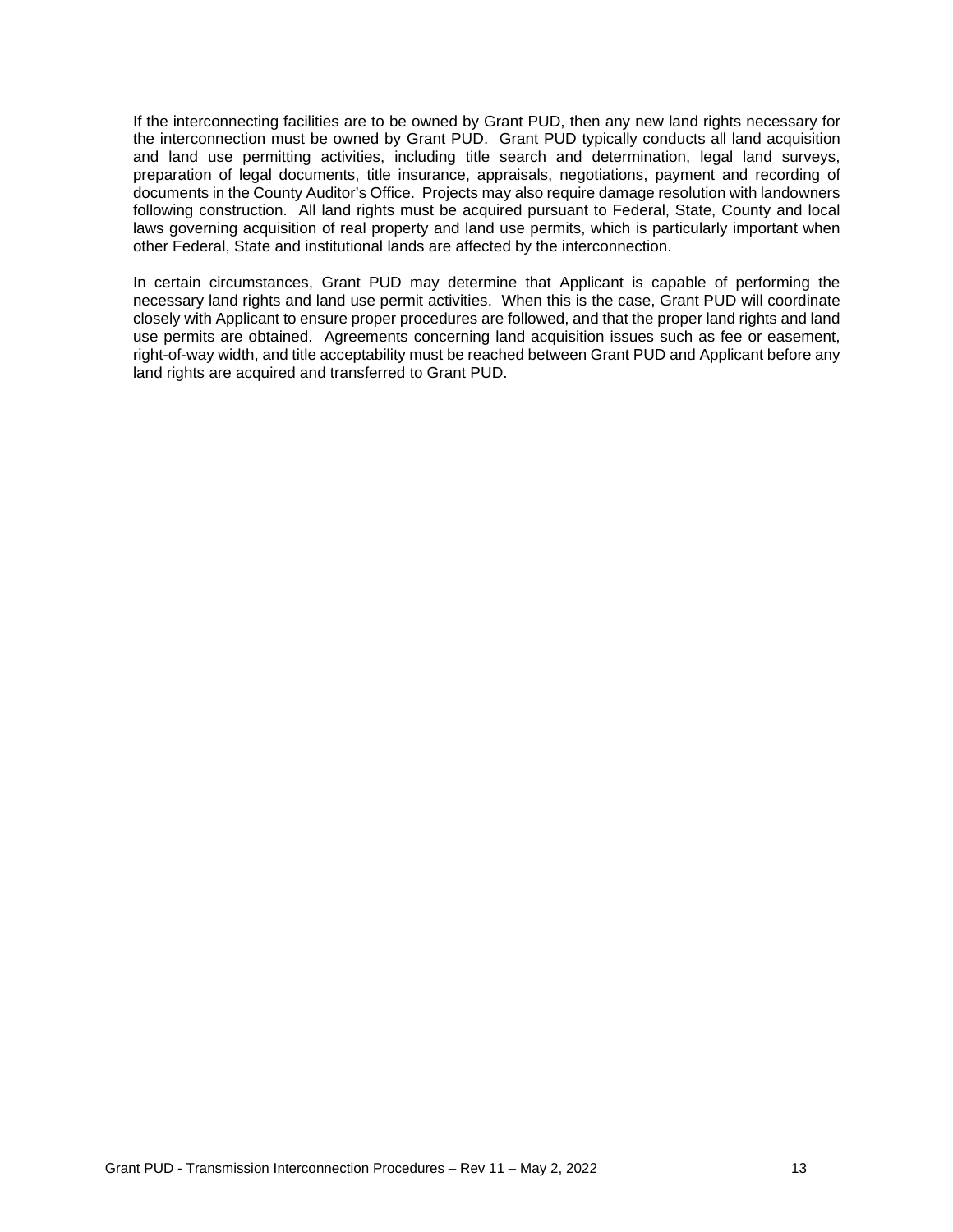If the interconnecting facilities are to be owned by Grant PUD, then any new land rights necessary for the interconnection must be owned by Grant PUD. Grant PUD typically conducts all land acquisition and land use permitting activities, including title search and determination, legal land surveys, preparation of legal documents, title insurance, appraisals, negotiations, payment and recording of documents in the County Auditor's Office. Projects may also require damage resolution with landowners following construction. All land rights must be acquired pursuant to Federal, State, County and local laws governing acquisition of real property and land use permits, which is particularly important when other Federal, State and institutional lands are affected by the interconnection.

In certain circumstances, Grant PUD may determine that Applicant is capable of performing the necessary land rights and land use permit activities. When this is the case, Grant PUD will coordinate closely with Applicant to ensure proper procedures are followed, and that the proper land rights and land use permits are obtained. Agreements concerning land acquisition issues such as fee or easement, right-of-way width, and title acceptability must be reached between Grant PUD and Applicant before any land rights are acquired and transferred to Grant PUD.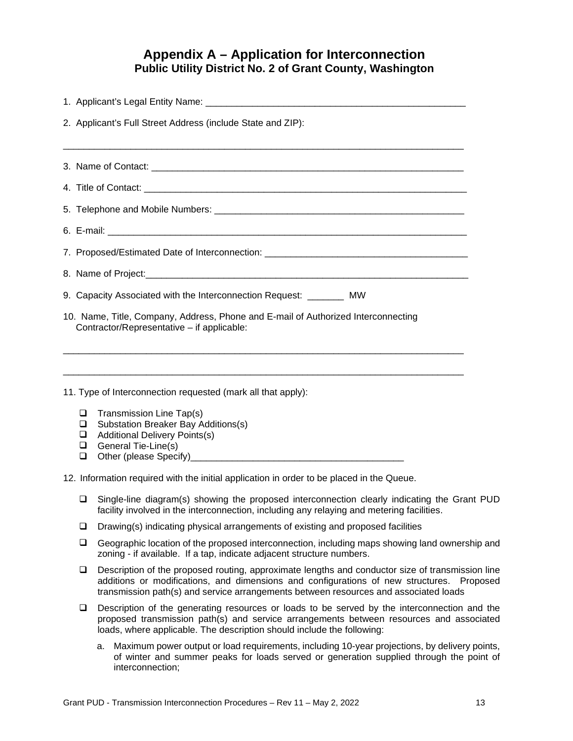# Appendix A – Application for Interconnection

## Public Utility District No. 2 of Grant County, Washington

1. Applicant's Legal Entity Name: ____________________________________________________

2. Applicant's Full Street Address (include State and ZIP):

_______________________________________________________________________________

3. Name of Contact: ______________________________________________________________

4. Title of Contact: _______________________________________________________________

5. Telephone and Mobile Numbers: ___________________________________________________

6. E-mail: _____________________________________________________________________

7. Proposed/Estimated Date of Interconnection: _________________________________________

8. Name of Project:_______________________________________________________________

9. Capacity Associated with the Interconnection Request: _______ MW

10. Name, Title, Company, Address, Phone and E-mail of Authorized Interconnecting Contractor/Representative – if applicable:

_______________________________________________________________________________

_______________________________________________________________________________

11. Type of Interconnection requested (mark all that apply):

- ❑ Transmission Line Tap(s)
- ❑ Substation Breaker Bay Additions(s)
- ❑ Additional Delivery Points(s)
- ❑ General Tie-Line(s)
- ❑ Other (please Specify)__________________________________________

12. Information required with the initial application in order to be placed in the Queue.

- ❑ Single-line diagram(s) showing the proposed interconnection clearly indicating the Grant PUD facility involved in the interconnection, including any relaying and metering facilities.
- ❑ Drawing(s) indicating physical arrangements of existing and proposed facilities
- ❑ Geographic location of the proposed interconnection, including maps showing land ownership and zoning - if available. If a tap, indicate adjacent structure numbers.
- ❑ Description of the proposed routing, approximate lengths and conductor size of transmission line additions or modifications, and dimensions and configurations of new structures. Proposed transmission path(s) and service arrangements between resources and associated loads
- ❑ Description of the generating resources or loads to be served by the interconnection and the proposed transmission path(s) and service arrangements between resources and associated loads, where applicable. The description should include the following:

  a. Maximum power output or load requirements, including 10-year projections, by delivery points, of winter and summer peaks for loads served or generation supplied through the point of interconnection;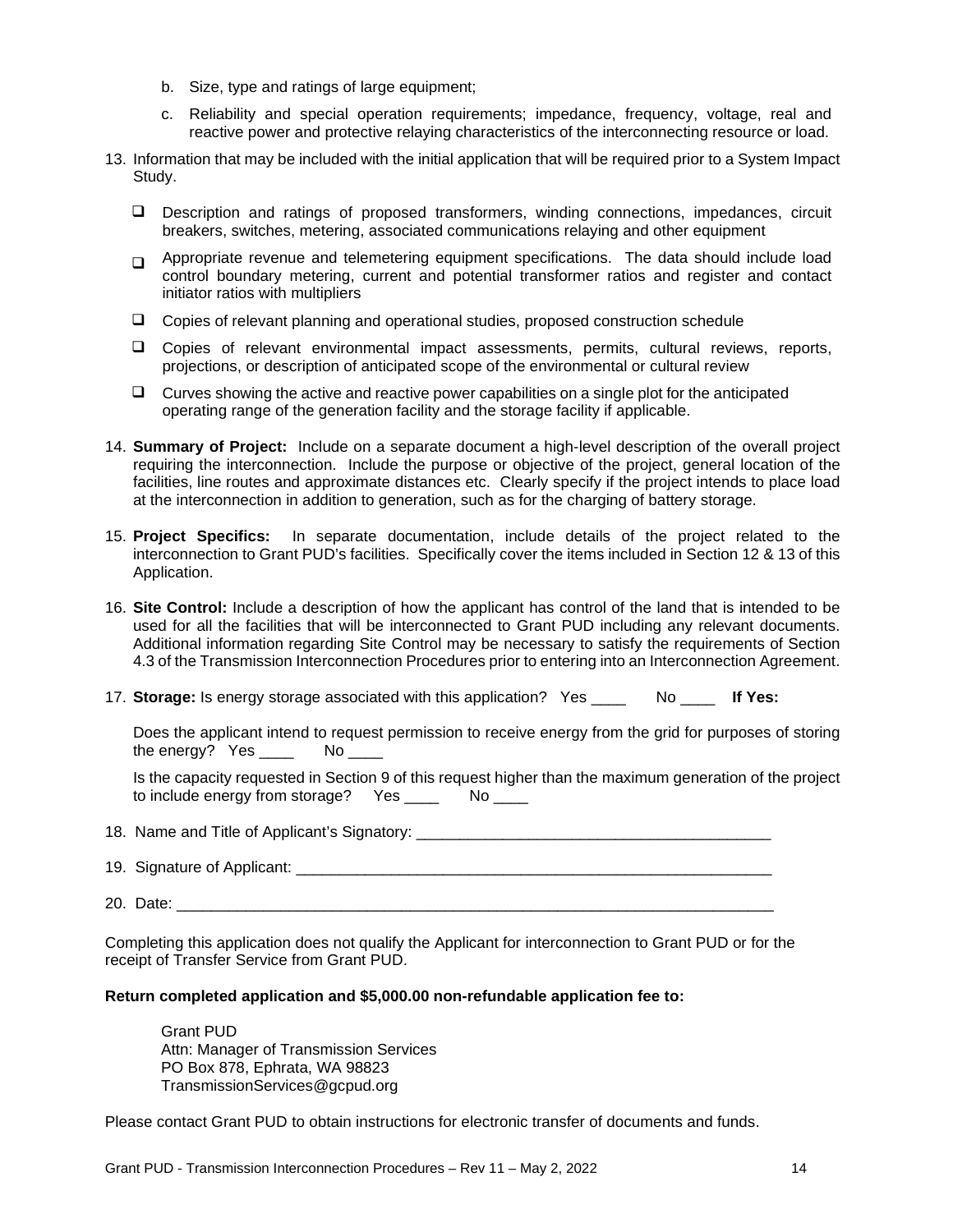b. Size, type and ratings of large equipment;

   c. Reliability and special operation requirements; impedance, frequency, voltage, real and reactive power and protective relaying characteristics of the interconnecting resource or load.

13. Information that may be included with the initial application that will be required prior to a System Impact Study.

   - ❑ Description and ratings of proposed transformers, winding connections, impedances, circuit breakers, switches, metering, associated communications relaying and other equipment
   - ❑ Appropriate revenue and telemetering equipment specifications. The data should include load control boundary metering, current and potential transformer ratios and register and contact initiator ratios with multipliers
   - ❑ Copies of relevant planning and operational studies, proposed construction schedule
   - ❑ Copies of relevant environmental impact assessments, permits, cultural reviews, reports, projections, or description of anticipated scope of the environmental or cultural review
   - ❑ Curves showing the active and reactive power capabilities on a single plot for the anticipated operating range of the generation facility and the storage facility if applicable.

14. **Summary of Project:** Include on a separate document a high-level description of the overall project requiring the interconnection. Include the purpose or objective of the project, general location of the facilities, line routes and approximate distances etc. Clearly specify if the project intends to place load at the interconnection in addition to generation, such as for the charging of battery storage.

15. **Project Specifics:** In separate documentation, include details of the project related to the interconnection to Grant PUD's facilities. Specifically cover the items included in Section 12 & 13 of this Application.

16. **Site Control:** Include a description of how the applicant has control of the land that is intended to be used for all the facilities that will be interconnected to Grant PUD including any relevant documents. Additional information regarding Site Control may be necessary to satisfy the requirements of Section 4.3 of the Transmission Interconnection Procedures prior to entering into an Interconnection Agreement.

17. **Storage:** Is energy storage associated with this application? Yes ____ No ____ **If Yes:**

   Does the applicant intend to request permission to receive energy from the grid for purposes of storing the energy? Yes ____ No ____

   Is the capacity requested in Section 9 of this request higher than the maximum generation of the project to include energy from storage? Yes ____ No ____

18. Name and Title of Applicant's Signatory: ________________________________________

19. Signature of Applicant: ________________________________________________________

20. Date: ____________________________________________________________________

Completing this application does not qualify the Applicant for interconnection to Grant PUD or for the receipt of Transfer Service from Grant PUD.

**Return completed application and $5,000.00 non-refundable application fee to:**

Grant PUD
Attn: Manager of Transmission Services
PO Box 878, Ephrata, WA 98823
TransmissionServices@gcpud.org

Please contact Grant PUD to obtain instructions for electronic transfer of documents and funds.